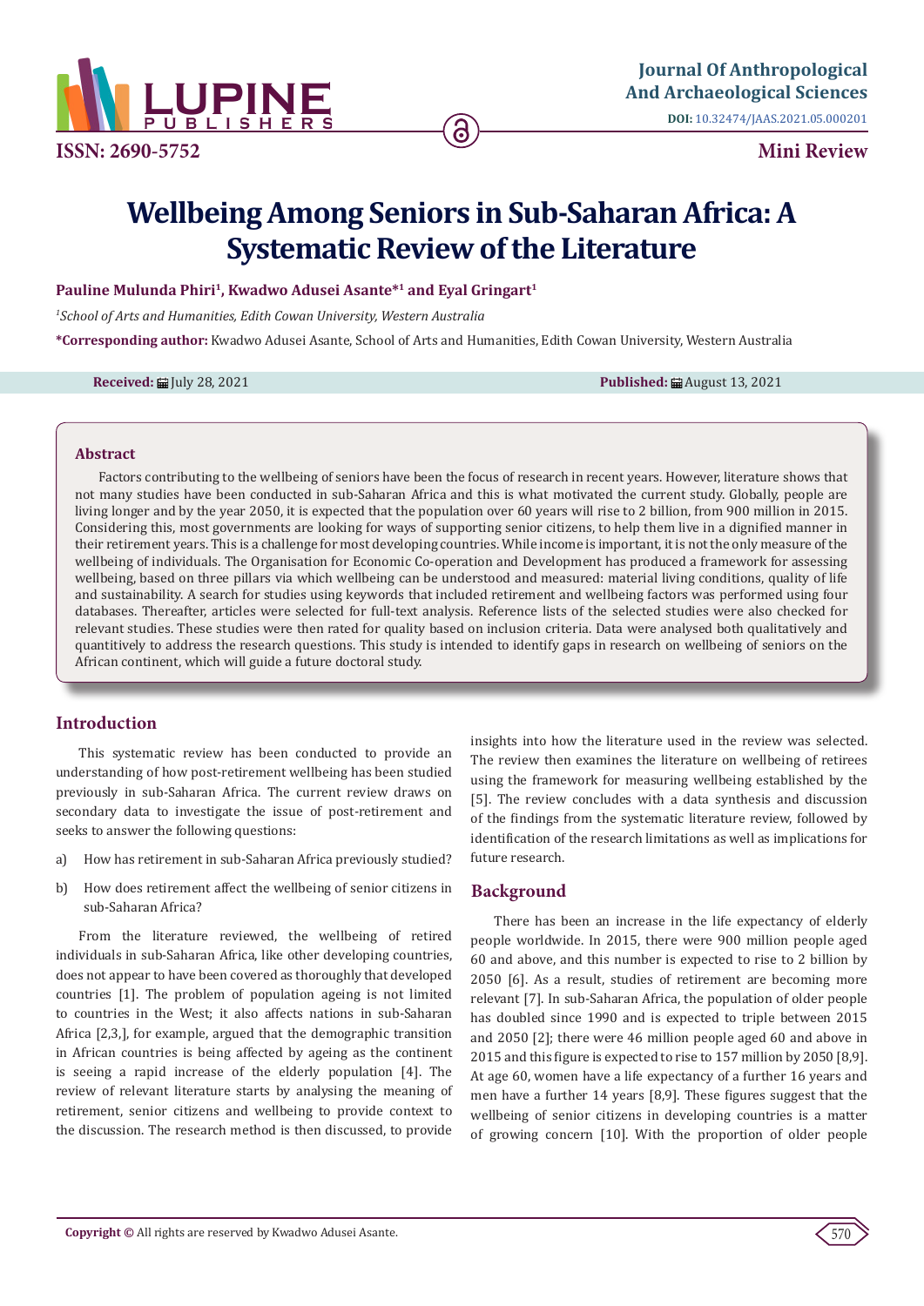# Wellbeing Among Seniors in Sub-Saharan Africa: A Systematic Review of the Literature

**Pauline Mulunda Phiri[1], Kwadwo Adusei Asante*[1] and Eyal Gringart[1]**

*[1]School of Arts and Humanities, Edith Cowan University, Western Australia*

***Corresponding author:** Kwadwo Adusei Asante, School of Arts and Humanities, Edith Cowan University, Western Australia

**Received:** July 28, 2021 **Published:** August 13, 2021

## Abstract

Factors contributing to the wellbeing of seniors have been the focus of research in recent years. However, literature shows that not many studies have been conducted in sub-Saharan Africa and this is what motivated the current study. Globally, people are living longer and by the year 2050, it is expected that the population over 60 years will rise to 2 billion, from 900 million in 2015. Considering this, most governments are looking for ways of supporting senior citizens, to help them live in a dignified manner in their retirement years. This is a challenge for most developing countries. While income is important, it is not the only measure of the wellbeing of individuals. The Organisation for Economic Co-operation and Development has produced a framework for assessing wellbeing, based on three pillars via which wellbeing can be understood and measured: material living conditions, quality of life and sustainability. A search for studies using keywords that included retirement and wellbeing factors was performed using four databases. Thereafter, articles were selected for full-text analysis. Reference lists of the selected studies were also checked for relevant studies. These studies were then rated for quality based on inclusion criteria. Data were analysed both qualitatively and quantitively to address the research questions. This study is intended to identify gaps in research on wellbeing of seniors on the African continent, which will guide a future doctoral study.

## Introduction

This systematic review has been conducted to provide an understanding of how post-retirement wellbeing has been studied previously in sub-Saharan Africa. The current review draws on secondary data to investigate the issue of post-retirement and seeks to answer the following questions:

a) How has retirement in sub-Saharan Africa previously studied?

b) How does retirement affect the wellbeing of senior citizens in sub-Saharan Africa?

From the literature reviewed, the wellbeing of retired individuals in sub-Saharan Africa, like other developing countries, does not appear to have been covered as thoroughly that developed countries [1]. The problem of population ageing is not limited to countries in the West; it also affects nations in sub-Saharan Africa [2,3,], for example, argued that the demographic transition in African countries is being affected by ageing as the continent is seeing a rapid increase of the elderly population [4]. The review of relevant literature starts by analysing the meaning of retirement, senior citizens and wellbeing to provide context to the discussion. The research method is then discussed, to provide insights into how the literature used in the review was selected. The review then examines the literature on wellbeing of retirees using the framework for measuring wellbeing established by the [5]. The review concludes with a data synthesis and discussion of the findings from the systematic literature review, followed by identification of the research limitations as well as implications for future research.

## Background

There has been an increase in the life expectancy of elderly people worldwide. In 2015, there were 900 million people aged 60 and above, and this number is expected to rise to 2 billion by 2050 [6]. As a result, studies of retirement are becoming more relevant [7]. In sub-Saharan Africa, the population of older people has doubled since 1990 and is expected to triple between 2015 and 2050 [2]; there were 46 million people aged 60 and above in 2015 and this figure is expected to rise to 157 million by 2050 [8,9]. At age 60, women have a life expectancy of a further 16 years and men have a further 14 years [8,9]. These figures suggest that the wellbeing of senior citizens in developing countries is a matter of growing concern [10]. With the proportion of older people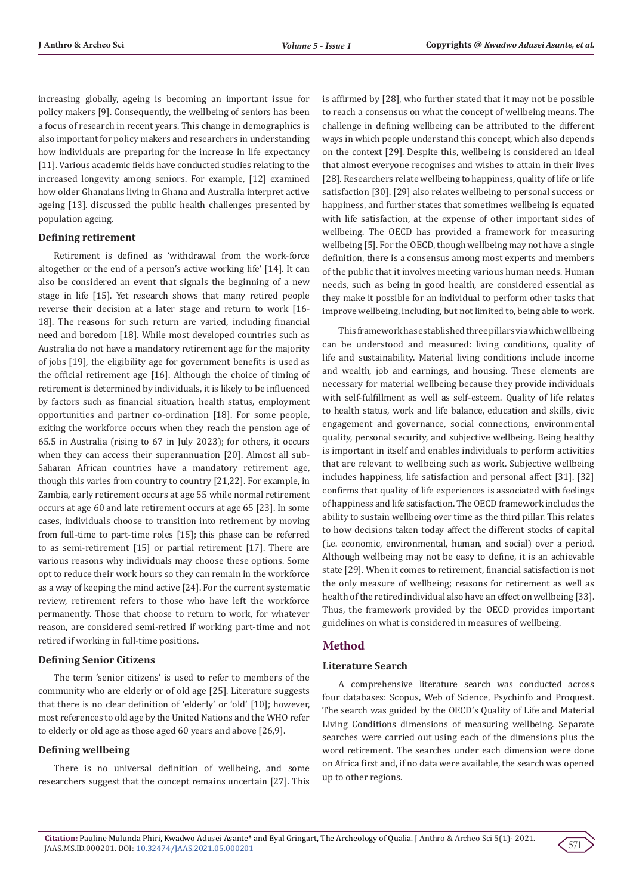increasing globally, ageing is becoming an important issue for policy makers [9]. Consequently, the wellbeing of seniors has been a focus of research in recent years. This change in demographics is also important for policy makers and researchers in understanding how individuals are preparing for the increase in life expectancy [11]. Various academic fields have conducted studies relating to the increased longevity among seniors. For example, [12] examined how older Ghanaians living in Ghana and Australia interpret active ageing [13]. discussed the public health challenges presented by population ageing.

### Defining retirement

Retirement is defined as 'withdrawal from the work-force altogether or the end of a person's active working life' [14]. It can also be considered an event that signals the beginning of a new stage in life [15]. Yet research shows that many retired people reverse their decision at a later stage and return to work [16-18]. The reasons for such return are varied, including financial need and boredom [18]. While most developed countries such as Australia do not have a mandatory retirement age for the majority of jobs [19], the eligibility age for government benefits is used as the official retirement age [16]. Although the choice of timing of retirement is determined by individuals, it is likely to be influenced by factors such as financial situation, health status, employment opportunities and partner co-ordination [18]. For some people, exiting the workforce occurs when they reach the pension age of 65.5 in Australia (rising to 67 in July 2023); for others, it occurs when they can access their superannuation [20]. Almost all sub-Saharan African countries have a mandatory retirement age, though this varies from country to country [21,22]. For example, in Zambia, early retirement occurs at age 55 while normal retirement occurs at age 60 and late retirement occurs at age 65 [23]. In some cases, individuals choose to transition into retirement by moving from full-time to part-time roles [15]; this phase can be referred to as semi-retirement [15] or partial retirement [17]. There are various reasons why individuals may choose these options. Some opt to reduce their work hours so they can remain in the workforce as a way of keeping the mind active [24]. For the current systematic review, retirement refers to those who have left the workforce permanently. Those that choose to return to work, for whatever reason, are considered semi-retired if working part-time and not retired if working in full-time positions.

### Defining Senior Citizens

The term 'senior citizens' is used to refer to members of the community who are elderly or of old age [25]. Literature suggests that there is no clear definition of 'elderly' or 'old' [10]; however, most references to old age by the United Nations and the WHO refer to elderly or old age as those aged 60 years and above [26,9].

### Defining wellbeing

There is no universal definition of wellbeing, and some researchers suggest that the concept remains uncertain [27]. This is affirmed by [28], who further stated that it may not be possible to reach a consensus on what the concept of wellbeing means. The challenge in defining wellbeing can be attributed to the different ways in which people understand this concept, which also depends on the context [29]. Despite this, wellbeing is considered an ideal that almost everyone recognises and wishes to attain in their lives [28]. Researchers relate wellbeing to happiness, quality of life or life satisfaction [30]. [29] also relates wellbeing to personal success or happiness, and further states that sometimes wellbeing is equated with life satisfaction, at the expense of other important sides of wellbeing. The OECD has provided a framework for measuring wellbeing [5]. For the OECD, though wellbeing may not have a single definition, there is a consensus among most experts and members of the public that it involves meeting various human needs. Human needs, such as being in good health, are considered essential as they make it possible for an individual to perform other tasks that improve wellbeing, including, but not limited to, being able to work.

This framework has established three pillars via which wellbeing can be understood and measured: living conditions, quality of life and sustainability. Material living conditions include income and wealth, job and earnings, and housing. These elements are necessary for material wellbeing because they provide individuals with self-fulfillment as well as self-esteem. Quality of life relates to health status, work and life balance, education and skills, civic engagement and governance, social connections, environmental quality, personal security, and subjective wellbeing. Being healthy is important in itself and enables individuals to perform activities that are relevant to wellbeing such as work. Subjective wellbeing includes happiness, life satisfaction and personal affect [31]. [32] confirms that quality of life experiences is associated with feelings of happiness and life satisfaction. The OECD framework includes the ability to sustain wellbeing over time as the third pillar. This relates to how decisions taken today affect the different stocks of capital (i.e. economic, environmental, human, and social) over a period. Although wellbeing may not be easy to define, it is an achievable state [29]. When it comes to retirement, financial satisfaction is not the only measure of wellbeing; reasons for retirement as well as health of the retired individual also have an effect on wellbeing [33]. Thus, the framework provided by the OECD provides important guidelines on what is considered in measures of wellbeing.

## Method

### Literature Search

A comprehensive literature search was conducted across four databases: Scopus, Web of Science, Psychinfo and Proquest. The search was guided by the OECD's Quality of Life and Material Living Conditions dimensions of measuring wellbeing. Separate searches were carried out using each of the dimensions plus the word retirement. The searches under each dimension were done on Africa first and, if no data were available, the search was opened up to other regions.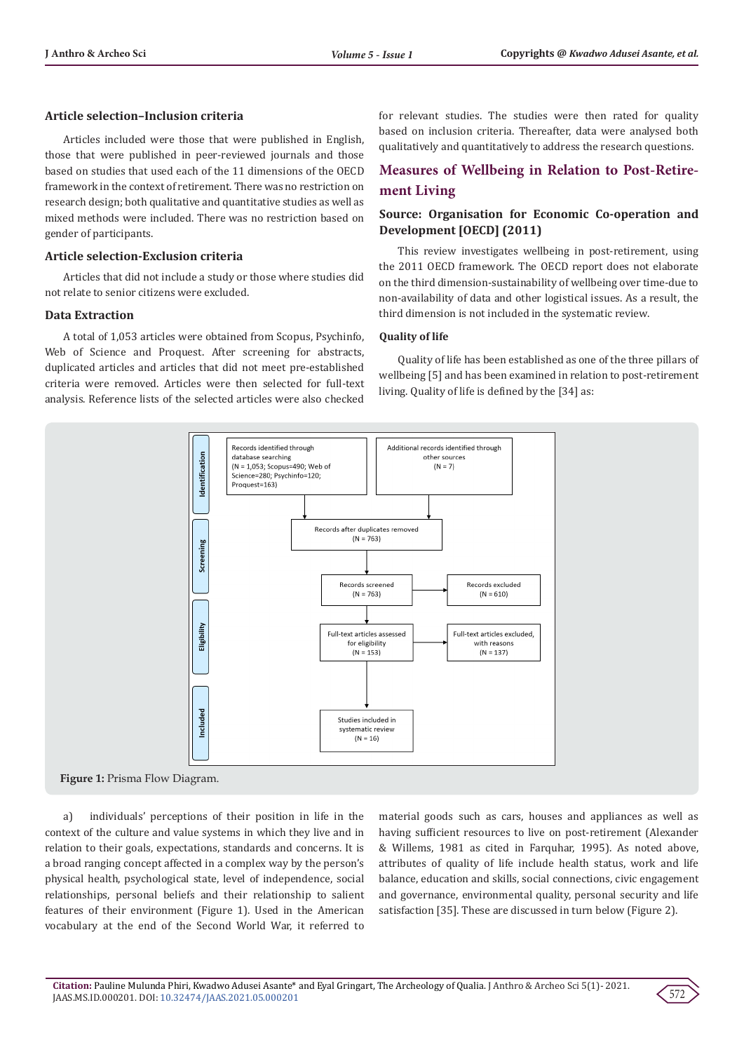### Article selection–Inclusion criteria

Articles included were those that were published in English, those that were published in peer-reviewed journals and those based on studies that used each of the 11 dimensions of the OECD framework in the context of retirement. There was no restriction on research design; both qualitative and quantitative studies as well as mixed methods were included. There was no restriction based on gender of participants.

### Article selection-Exclusion criteria

Articles that did not include a study or those where studies did not relate to senior citizens were excluded.

### Data Extraction

A total of 1,053 articles were obtained from Scopus, Psychinfo, Web of Science and Proquest. After screening for abstracts, duplicated articles and articles that did not meet pre-established criteria were removed. Articles were then selected for full-text analysis. Reference lists of the selected articles were also checked for relevant studies. The studies were then rated for quality based on inclusion criteria. Thereafter, data were analysed both qualitatively and quantitatively to address the research questions.

## Measures of Wellbeing in Relation to Post-Retirement Living

### Source: Organisation for Economic Co-operation and Development [OECD] (2011)

This review investigates wellbeing in post-retirement, using the 2011 OECD framework. The OECD report does not elaborate on the third dimension-sustainability of wellbeing over time-due to non-availability of data and other logistical issues. As a result, the third dimension is not included in the systematic review.

#### Quality of life

Quality of life has been established as one of the three pillars of wellbeing [5] and has been examined in relation to post-retirement living. Quality of life is defined by the [34] as:

Identification

Records identified through database searching (N = 1,053; Scopus=490; Web of Science=280; Psychinfo=120; Proquest=163)

Additional records identified through other sources (N = 7)

Screening

Records after duplicates removed (N = 763)

Records screened (N = 763)

Records excluded (N = 610)

Eligibility

Full-text articles assessed for eligibility (N = 153)

Full-text articles excluded, with reasons (N = 137)

Included

Studies included in systematic review (N = 16)

**Figure 1:** Prisma Flow Diagram.

a) individuals' perceptions of their position in life in the context of the culture and value systems in which they live and in relation to their goals, expectations, standards and concerns. It is a broad ranging concept affected in a complex way by the person's physical health, psychological state, level of independence, social relationships, personal beliefs and their relationship to salient features of their environment (Figure 1). Used in the American vocabulary at the end of the Second World War, it referred to material goods such as cars, houses and appliances as well as having sufficient resources to live on post-retirement (Alexander & Willems, 1981 as cited in Farquhar, 1995). As noted above, attributes of quality of life include health status, work and life balance, education and skills, social connections, civic engagement and governance, environmental quality, personal security and life satisfaction [35]. These are discussed in turn below (Figure 2).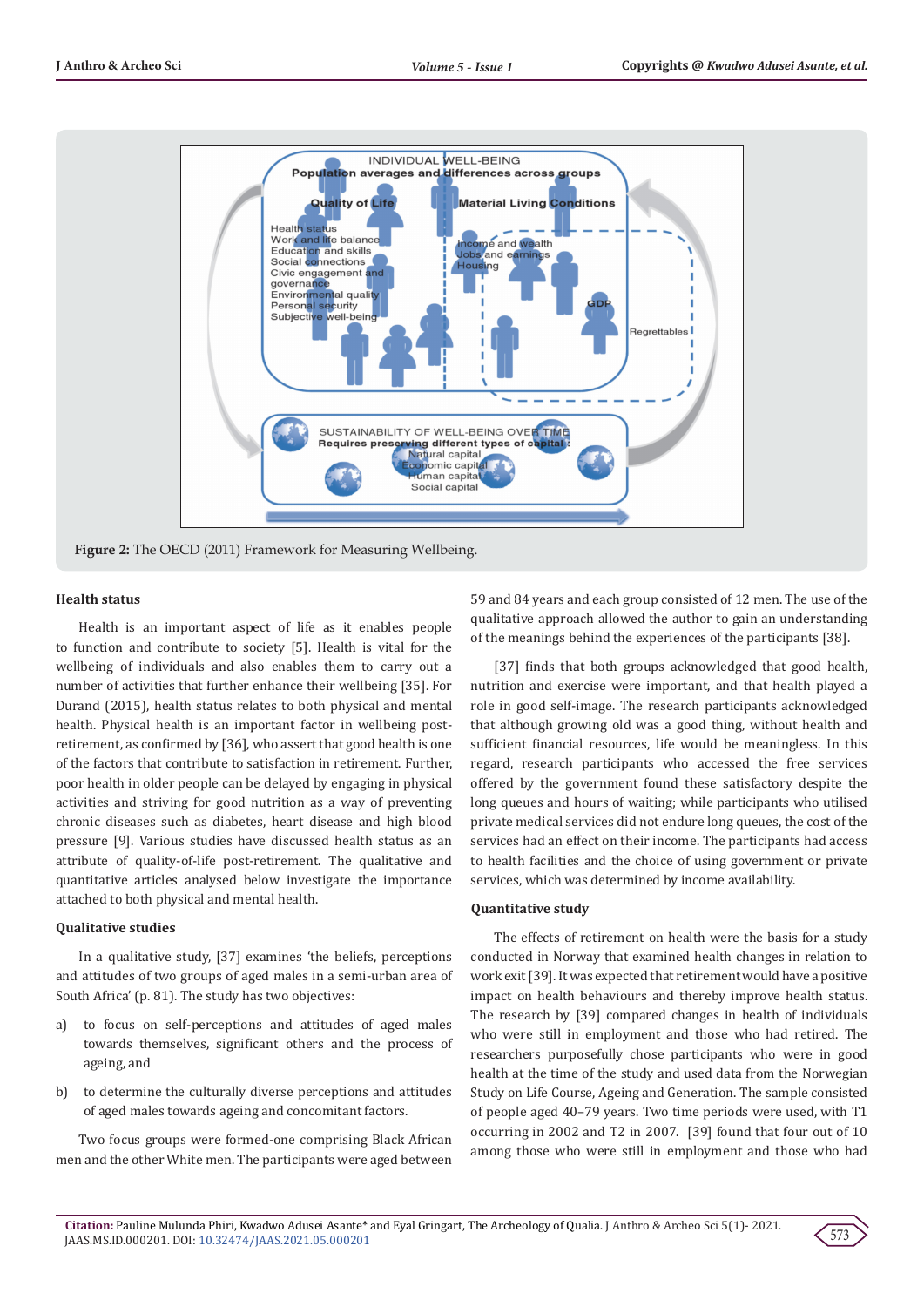Figure 2: The OECD (2011) Framework for Measuring Wellbeing.

### Health status

Health is an important aspect of life as it enables people to function and contribute to society [5]. Health is vital for the wellbeing of individuals and also enables them to carry out a number of activities that further enhance their wellbeing [35]. For Durand (2015), health status relates to both physical and mental health. Physical health is an important factor in wellbeing post-retirement, as confirmed by [36], who assert that good health is one of the factors that contribute to satisfaction in retirement. Further, poor health in older people can be delayed by engaging in physical activities and striving for good nutrition as a way of preventing chronic diseases such as diabetes, heart disease and high blood pressure [9]. Various studies have discussed health status as an attribute of quality-of-life post-retirement. The qualitative and quantitative articles analysed below investigate the importance attached to both physical and mental health.

### Qualitative studies

In a qualitative study, [37] examines 'the beliefs, perceptions and attitudes of two groups of aged males in a semi-urban area of South Africa' (p. 81). The study has two objectives:

a) to focus on self-perceptions and attitudes of aged males towards themselves, significant others and the process of ageing, and

b) to determine the culturally diverse perceptions and attitudes of aged males towards ageing and concomitant factors.

Two focus groups were formed-one comprising Black African men and the other White men. The participants were aged between 59 and 84 years and each group consisted of 12 men. The use of the qualitative approach allowed the author to gain an understanding of the meanings behind the experiences of the participants [38].

[37] finds that both groups acknowledged that good health, nutrition and exercise were important, and that health played a role in good self-image. The research participants acknowledged that although growing old was a good thing, without health and sufficient financial resources, life would be meaningless. In this regard, research participants who accessed the free services offered by the government found these satisfactory despite the long queues and hours of waiting; while participants who utilised private medical services did not endure long queues, the cost of the services had an effect on their income. The participants had access to health facilities and the choice of using government or private services, which was determined by income availability.

### Quantitative study

The effects of retirement on health were the basis for a study conducted in Norway that examined health changes in relation to work exit [39]. It was expected that retirement would have a positive impact on health behaviours and thereby improve health status. The research by [39] compared changes in health of individuals who were still in employment and those who had retired. The researchers purposefully chose participants who were in good health at the time of the study and used data from the Norwegian Study on Life Course, Ageing and Generation. The sample consisted of people aged 40–79 years. Two time periods were used, with T1 occurring in 2002 and T2 in 2007. [39] found that four out of 10 among those who were still in employment and those who had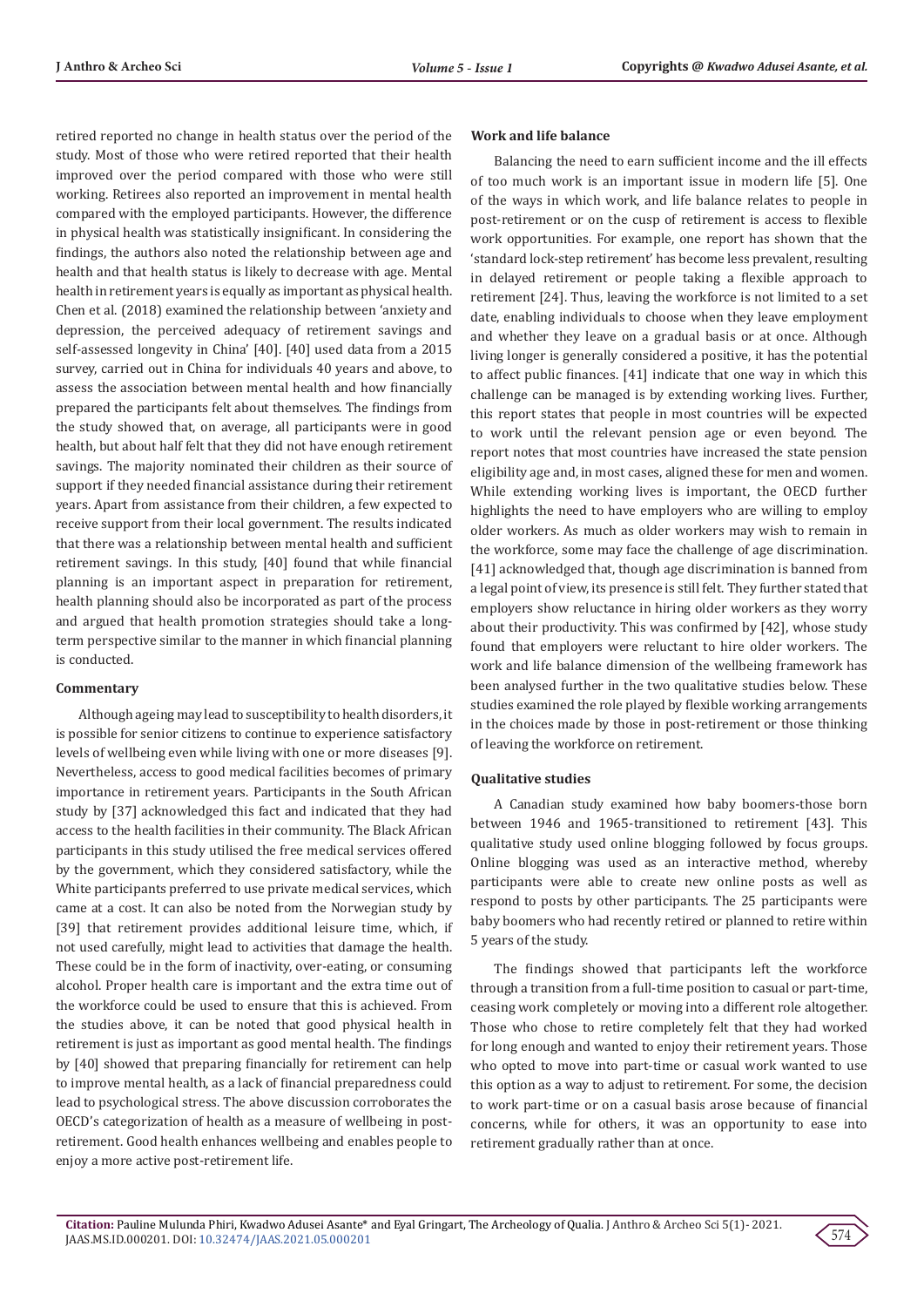retired reported no change in health status over the period of the study. Most of those who were retired reported that their health improved over the period compared with those who were still working. Retirees also reported an improvement in mental health compared with the employed participants. However, the difference in physical health was statistically insignificant. In considering the findings, the authors also noted the relationship between age and health and that health status is likely to decrease with age. Mental health in retirement years is equally as important as physical health. Chen et al. (2018) examined the relationship between 'anxiety and depression, the perceived adequacy of retirement savings and self-assessed longevity in China' [40]. [40] used data from a 2015 survey, carried out in China for individuals 40 years and above, to assess the association between mental health and how financially prepared the participants felt about themselves. The findings from the study showed that, on average, all participants were in good health, but about half felt that they did not have enough retirement savings. The majority nominated their children as their source of support if they needed financial assistance during their retirement years. Apart from assistance from their children, a few expected to receive support from their local government. The results indicated that there was a relationship between mental health and sufficient retirement savings. In this study, [40] found that while financial planning is an important aspect in preparation for retirement, health planning should also be incorporated as part of the process and argued that health promotion strategies should take a long-term perspective similar to the manner in which financial planning is conducted.

#### Commentary

Although ageing may lead to susceptibility to health disorders, it is possible for senior citizens to continue to experience satisfactory levels of wellbeing even while living with one or more diseases [9]. Nevertheless, access to good medical facilities becomes of primary importance in retirement years. Participants in the South African study by [37] acknowledged this fact and indicated that they had access to the health facilities in their community. The Black African participants in this study utilised the free medical services offered by the government, which they considered satisfactory, while the White participants preferred to use private medical services, which came at a cost. It can also be noted from the Norwegian study by [39] that retirement provides additional leisure time, which, if not used carefully, might lead to activities that damage the health. These could be in the form of inactivity, over-eating, or consuming alcohol. Proper health care is important and the extra time out of the workforce could be used to ensure that this is achieved. From the studies above, it can be noted that good physical health in retirement is just as important as good mental health. The findings by [40] showed that preparing financially for retirement can help to improve mental health, as a lack of financial preparedness could lead to psychological stress. The above discussion corroborates the OECD's categorization of health as a measure of wellbeing in post-retirement. Good health enhances wellbeing and enables people to enjoy a more active post-retirement life.

#### Work and life balance

Balancing the need to earn sufficient income and the ill effects of too much work is an important issue in modern life [5]. One of the ways in which work, and life balance relates to people in post-retirement or on the cusp of retirement is access to flexible work opportunities. For example, one report has shown that the 'standard lock-step retirement' has become less prevalent, resulting in delayed retirement or people taking a flexible approach to retirement [24]. Thus, leaving the workforce is not limited to a set date, enabling individuals to choose when they leave employment and whether they leave on a gradual basis or at once. Although living longer is generally considered a positive, it has the potential to affect public finances. [41] indicate that one way in which this challenge can be managed is by extending working lives. Further, this report states that people in most countries will be expected to work until the relevant pension age or even beyond. The report notes that most countries have increased the state pension eligibility age and, in most cases, aligned these for men and women. While extending working lives is important, the OECD further highlights the need to have employers who are willing to employ older workers. As much as older workers may wish to remain in the workforce, some may face the challenge of age discrimination. [41] acknowledged that, though age discrimination is banned from a legal point of view, its presence is still felt. They further stated that employers show reluctance in hiring older workers as they worry about their productivity. This was confirmed by [42], whose study found that employers were reluctant to hire older workers. The work and life balance dimension of the wellbeing framework has been analysed further in the two qualitative studies below. These studies examined the role played by flexible working arrangements in the choices made by those in post-retirement or those thinking of leaving the workforce on retirement.

#### Qualitative studies

A Canadian study examined how baby boomers-those born between 1946 and 1965-transitioned to retirement [43]. This qualitative study used online blogging followed by focus groups. Online blogging was used as an interactive method, whereby participants were able to create new online posts as well as respond to posts by other participants. The 25 participants were baby boomers who had recently retired or planned to retire within 5 years of the study.

The findings showed that participants left the workforce through a transition from a full-time position to casual or part-time, ceasing work completely or moving into a different role altogether. Those who chose to retire completely felt that they had worked for long enough and wanted to enjoy their retirement years. Those who opted to move into part-time or casual work wanted to use this option as a way to adjust to retirement. For some, the decision to work part-time or on a casual basis arose because of financial concerns, while for others, it was an opportunity to ease into retirement gradually rather than at once.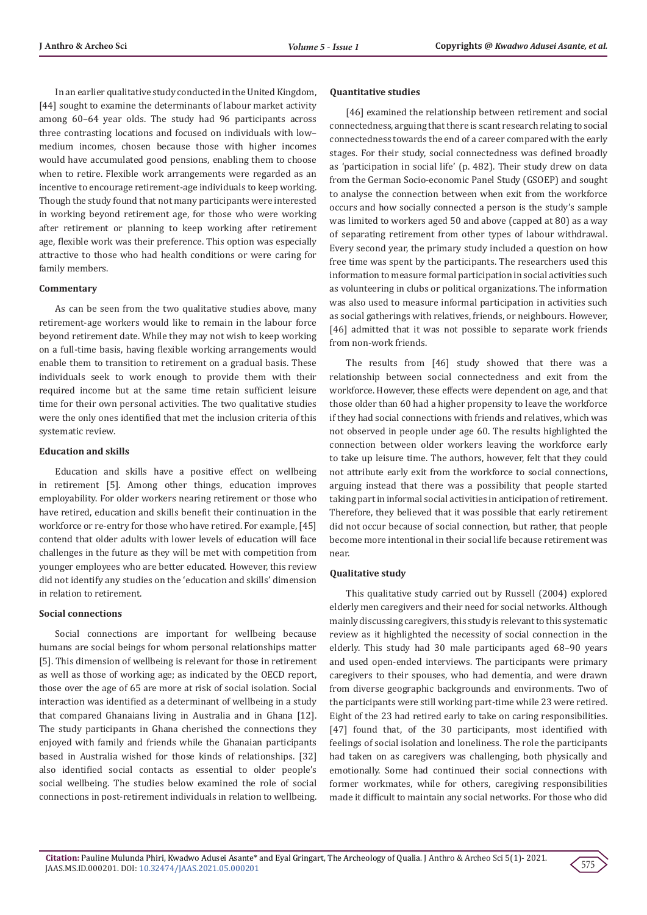In an earlier qualitative study conducted in the United Kingdom, [44] sought to examine the determinants of labour market activity among 60–64 year olds. The study had 96 participants across three contrasting locations and focused on individuals with low–medium incomes, chosen because those with higher incomes would have accumulated good pensions, enabling them to choose when to retire. Flexible work arrangements were regarded as an incentive to encourage retirement-age individuals to keep working. Though the study found that not many participants were interested in working beyond retirement age, for those who were working after retirement or planning to keep working after retirement age, flexible work was their preference. This option was especially attractive to those who had health conditions or were caring for family members.

#### Commentary

As can be seen from the two qualitative studies above, many retirement-age workers would like to remain in the labour force beyond retirement date. While they may not wish to keep working on a full-time basis, having flexible working arrangements would enable them to transition to retirement on a gradual basis. These individuals seek to work enough to provide them with their required income but at the same time retain sufficient leisure time for their own personal activities. The two qualitative studies were the only ones identified that met the inclusion criteria of this systematic review.

#### Education and skills

Education and skills have a positive effect on wellbeing in retirement [5]. Among other things, education improves employability. For older workers nearing retirement or those who have retired, education and skills benefit their continuation in the workforce or re-entry for those who have retired. For example, [45] contend that older adults with lower levels of education will face challenges in the future as they will be met with competition from younger employees who are better educated. However, this review did not identify any studies on the 'education and skills' dimension in relation to retirement.

#### Social connections

Social connections are important for wellbeing because humans are social beings for whom personal relationships matter [5]. This dimension of wellbeing is relevant for those in retirement as well as those of working age; as indicated by the OECD report, those over the age of 65 are more at risk of social isolation. Social interaction was identified as a determinant of wellbeing in a study that compared Ghanaians living in Australia and in Ghana [12]. The study participants in Ghana cherished the connections they enjoyed with family and friends while the Ghanaian participants based in Australia wished for those kinds of relationships. [32] also identified social contacts as essential to older people's social wellbeing. The studies below examined the role of social connections in post-retirement individuals in relation to wellbeing.

#### Quantitative studies

[46] examined the relationship between retirement and social connectedness, arguing that there is scant research relating to social connectedness towards the end of a career compared with the early stages. For their study, social connectedness was defined broadly as 'participation in social life' (p. 482). Their study drew on data from the German Socio-economic Panel Study (GSOEP) and sought to analyse the connection between when exit from the workforce occurs and how socially connected a person is the study's sample was limited to workers aged 50 and above (capped at 80) as a way of separating retirement from other types of labour withdrawal. Every second year, the primary study included a question on how free time was spent by the participants. The researchers used this information to measure formal participation in social activities such as volunteering in clubs or political organizations. The information was also used to measure informal participation in activities such as social gatherings with relatives, friends, or neighbours. However, [46] admitted that it was not possible to separate work friends from non-work friends.

The results from [46] study showed that there was a relationship between social connectedness and exit from the workforce. However, these effects were dependent on age, and that those older than 60 had a higher propensity to leave the workforce if they had social connections with friends and relatives, which was not observed in people under age 60. The results highlighted the connection between older workers leaving the workforce early to take up leisure time. The authors, however, felt that they could not attribute early exit from the workforce to social connections, arguing instead that there was a possibility that people started taking part in informal social activities in anticipation of retirement. Therefore, they believed that it was possible that early retirement did not occur because of social connection, but rather, that people become more intentional in their social life because retirement was near.

#### Qualitative study

This qualitative study carried out by Russell (2004) explored elderly men caregivers and their need for social networks. Although mainly discussing caregivers, this study is relevant to this systematic review as it highlighted the necessity of social connection in the elderly. This study had 30 male participants aged 68–90 years and used open-ended interviews. The participants were primary caregivers to their spouses, who had dementia, and were drawn from diverse geographic backgrounds and environments. Two of the participants were still working part-time while 23 were retired. Eight of the 23 had retired early to take on caring responsibilities. [47] found that, of the 30 participants, most identified with feelings of social isolation and loneliness. The role the participants had taken on as caregivers was challenging, both physically and emotionally. Some had continued their social connections with former workmates, while for others, caregiving responsibilities made it difficult to maintain any social networks. For those who did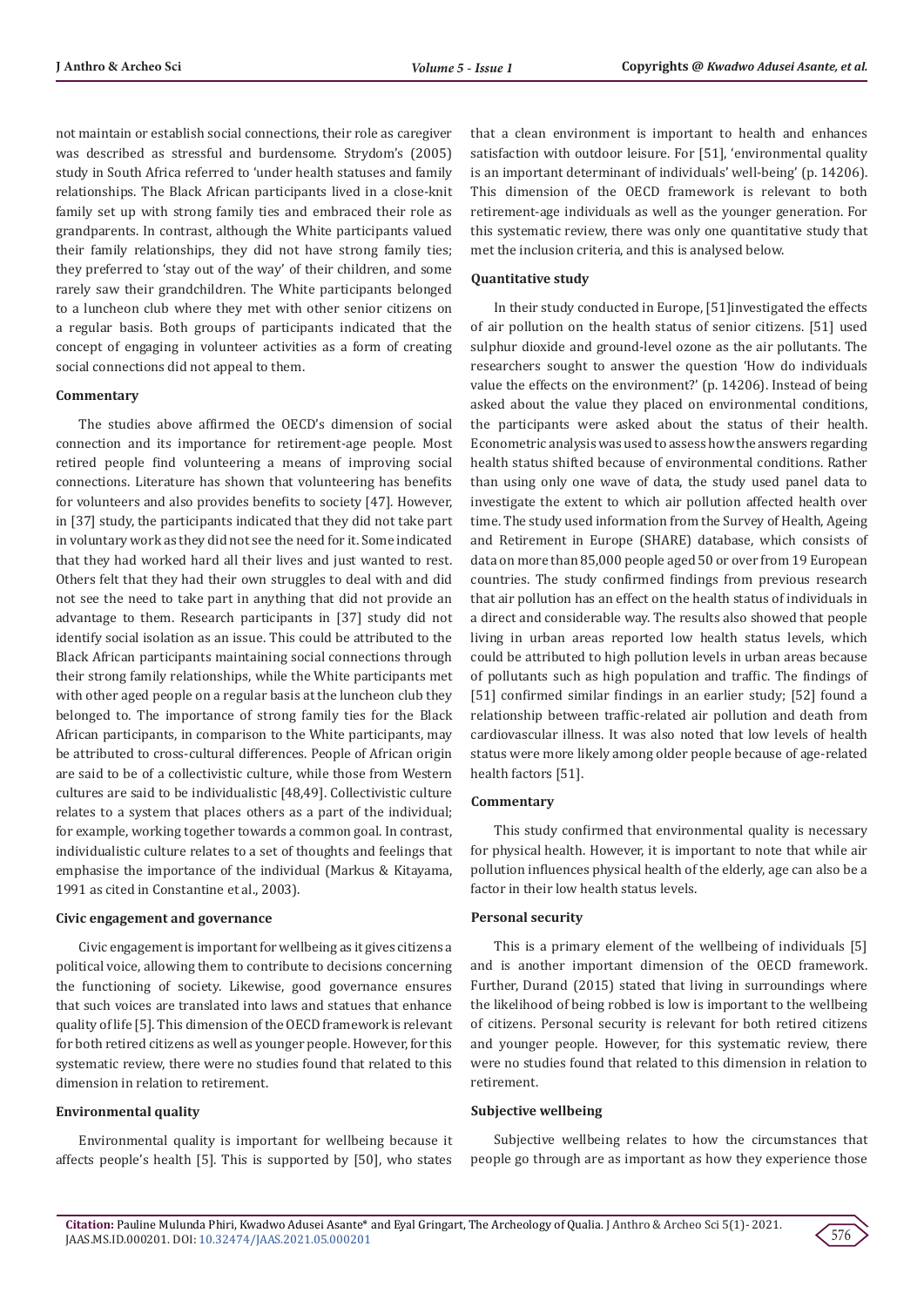not maintain or establish social connections, their role as caregiver was described as stressful and burdensome. Strydom's (2005) study in South Africa referred to 'under health statuses and family relationships. The Black African participants lived in a close-knit family set up with strong family ties and embraced their role as grandparents. In contrast, although the White participants valued their family relationships, they did not have strong family ties; they preferred to 'stay out of the way' of their children, and some rarely saw their grandchildren. The White participants belonged to a luncheon club where they met with other senior citizens on a regular basis. Both groups of participants indicated that the concept of engaging in volunteer activities as a form of creating social connections did not appeal to them.

#### Commentary

The studies above affirmed the OECD's dimension of social connection and its importance for retirement-age people. Most retired people find volunteering a means of improving social connections. Literature has shown that volunteering has benefits for volunteers and also provides benefits to society [47]. However, in [37] study, the participants indicated that they did not take part in voluntary work as they did not see the need for it. Some indicated that they had worked hard all their lives and just wanted to rest. Others felt that they had their own struggles to deal with and did not see the need to take part in anything that did not provide an advantage to them. Research participants in [37] study did not identify social isolation as an issue. This could be attributed to the Black African participants maintaining social connections through their strong family relationships, while the White participants met with other aged people on a regular basis at the luncheon club they belonged to. The importance of strong family ties for the Black African participants, in comparison to the White participants, may be attributed to cross-cultural differences. People of African origin are said to be of a collectivistic culture, while those from Western cultures are said to be individualistic [48,49]. Collectivistic culture relates to a system that places others as a part of the individual; for example, working together towards a common goal. In contrast, individualistic culture relates to a set of thoughts and feelings that emphasise the importance of the individual (Markus & Kitayama, 1991 as cited in Constantine et al., 2003).

#### Civic engagement and governance

Civic engagement is important for wellbeing as it gives citizens a political voice, allowing them to contribute to decisions concerning the functioning of society. Likewise, good governance ensures that such voices are translated into laws and statues that enhance quality of life [5]. This dimension of the OECD framework is relevant for both retired citizens as well as younger people. However, for this systematic review, there were no studies found that related to this dimension in relation to retirement.

#### Environmental quality

Environmental quality is important for wellbeing because it affects people's health [5]. This is supported by [50], who states that a clean environment is important to health and enhances satisfaction with outdoor leisure. For [51], 'environmental quality is an important determinant of individuals' well-being' (p. 14206). This dimension of the OECD framework is relevant to both retirement-age individuals as well as the younger generation. For this systematic review, there was only one quantitative study that met the inclusion criteria, and this is analysed below.

#### Quantitative study

In their study conducted in Europe, [51]investigated the effects of air pollution on the health status of senior citizens. [51] used sulphur dioxide and ground-level ozone as the air pollutants. The researchers sought to answer the question 'How do individuals value the effects on the environment?' (p. 14206). Instead of being asked about the value they placed on environmental conditions, the participants were asked about the status of their health. Econometric analysis was used to assess how the answers regarding health status shifted because of environmental conditions. Rather than using only one wave of data, the study used panel data to investigate the extent to which air pollution affected health over time. The study used information from the Survey of Health, Ageing and Retirement in Europe (SHARE) database, which consists of data on more than 85,000 people aged 50 or over from 19 European countries. The study confirmed findings from previous research that air pollution has an effect on the health status of individuals in a direct and considerable way. The results also showed that people living in urban areas reported low health status levels, which could be attributed to high pollution levels in urban areas because of pollutants such as high population and traffic. The findings of [51] confirmed similar findings in an earlier study; [52] found a relationship between traffic-related air pollution and death from cardiovascular illness. It was also noted that low levels of health status were more likely among older people because of age-related health factors [51].

#### Commentary

This study confirmed that environmental quality is necessary for physical health. However, it is important to note that while air pollution influences physical health of the elderly, age can also be a factor in their low health status levels.

#### Personal security

This is a primary element of the wellbeing of individuals [5] and is another important dimension of the OECD framework. Further, Durand (2015) stated that living in surroundings where the likelihood of being robbed is low is important to the wellbeing of citizens. Personal security is relevant for both retired citizens and younger people. However, for this systematic review, there were no studies found that related to this dimension in relation to retirement.

#### Subjective wellbeing

Subjective wellbeing relates to how the circumstances that people go through are as important as how they experience those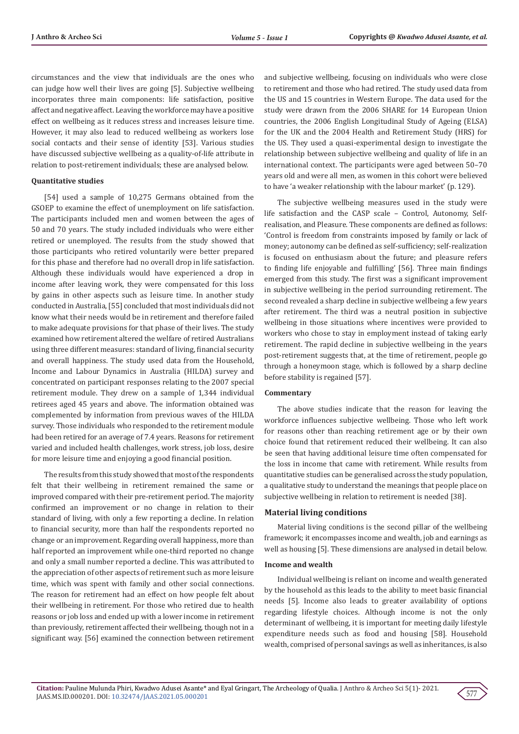circumstances and the view that individuals are the ones who can judge how well their lives are going [5]. Subjective wellbeing incorporates three main components: life satisfaction, positive affect and negative affect. Leaving the workforce may have a positive effect on wellbeing as it reduces stress and increases leisure time. However, it may also lead to reduced wellbeing as workers lose social contacts and their sense of identity [53]. Various studies have discussed subjective wellbeing as a quality-of-life attribute in relation to post-retirement individuals; these are analysed below.

#### Quantitative studies

[54] used a sample of 10,275 Germans obtained from the GSOEP to examine the effect of unemployment on life satisfaction. The participants included men and women between the ages of 50 and 70 years. The study included individuals who were either retired or unemployed. The results from the study showed that those participants who retired voluntarily were better prepared for this phase and therefore had no overall drop in life satisfaction. Although these individuals would have experienced a drop in income after leaving work, they were compensated for this loss by gains in other aspects such as leisure time. In another study conducted in Australia, [55] concluded that most individuals did not know what their needs would be in retirement and therefore failed to make adequate provisions for that phase of their lives. The study examined how retirement altered the welfare of retired Australians using three different measures: standard of living, financial security and overall happiness. The study used data from the Household, Income and Labour Dynamics in Australia (HILDA) survey and concentrated on participant responses relating to the 2007 special retirement module. They drew on a sample of 1,344 individual retirees aged 45 years and above. The information obtained was complemented by information from previous waves of the HILDA survey. Those individuals who responded to the retirement module had been retired for an average of 7.4 years. Reasons for retirement varied and included health challenges, work stress, job loss, desire for more leisure time and enjoying a good financial position.

The results from this study showed that most of the respondents felt that their wellbeing in retirement remained the same or improved compared with their pre-retirement period. The majority confirmed an improvement or no change in relation to their standard of living, with only a few reporting a decline. In relation to financial security, more than half the respondents reported no change or an improvement. Regarding overall happiness, more than half reported an improvement while one-third reported no change and only a small number reported a decline. This was attributed to the appreciation of other aspects of retirement such as more leisure time, which was spent with family and other social connections. The reason for retirement had an effect on how people felt about their wellbeing in retirement. For those who retired due to health reasons or job loss and ended up with a lower income in retirement than previously, retirement affected their wellbeing, though not in a significant way. [56] examined the connection between retirement and subjective wellbeing, focusing on individuals who were close to retirement and those who had retired. The study used data from the US and 15 countries in Western Europe. The data used for the study were drawn from the 2006 SHARE for 14 European Union countries, the 2006 English Longitudinal Study of Ageing (ELSA) for the UK and the 2004 Health and Retirement Study (HRS) for the US. They used a quasi-experimental design to investigate the relationship between subjective wellbeing and quality of life in an international context. The participants were aged between 50–70 years old and were all men, as women in this cohort were believed to have 'a weaker relationship with the labour market' (p. 129).

The subjective wellbeing measures used in the study were life satisfaction and the CASP scale – Control, Autonomy, Self-realisation, and Pleasure. These components are defined as follows: 'Control is freedom from constraints imposed by family or lack of money; autonomy can be defined as self-sufficiency; self-realization is focused on enthusiasm about the future; and pleasure refers to finding life enjoyable and fulfilling' [56]. Three main findings emerged from this study. The first was a significant improvement in subjective wellbeing in the period surrounding retirement. The second revealed a sharp decline in subjective wellbeing a few years after retirement. The third was a neutral position in subjective wellbeing in those situations where incentives were provided to workers who chose to stay in employment instead of taking early retirement. The rapid decline in subjective wellbeing in the years post-retirement suggests that, at the time of retirement, people go through a honeymoon stage, which is followed by a sharp decline before stability is regained [57].

#### Commentary

The above studies indicate that the reason for leaving the workforce influences subjective wellbeing. Those who left work for reasons other than reaching retirement age or by their own choice found that retirement reduced their wellbeing. It can also be seen that having additional leisure time often compensated for the loss in income that came with retirement. While results from quantitative studies can be generalised across the study population, a qualitative study to understand the meanings that people place on subjective wellbeing in relation to retirement is needed [38].

### Material living conditions

Material living conditions is the second pillar of the wellbeing framework; it encompasses income and wealth, job and earnings as well as housing [5]. These dimensions are analysed in detail below.

#### Income and wealth

Individual wellbeing is reliant on income and wealth generated by the household as this leads to the ability to meet basic financial needs [5]. Income also leads to greater availability of options regarding lifestyle choices. Although income is not the only determinant of wellbeing, it is important for meeting daily lifestyle expenditure needs such as food and housing [58]. Household wealth, comprised of personal savings as well as inheritances, is also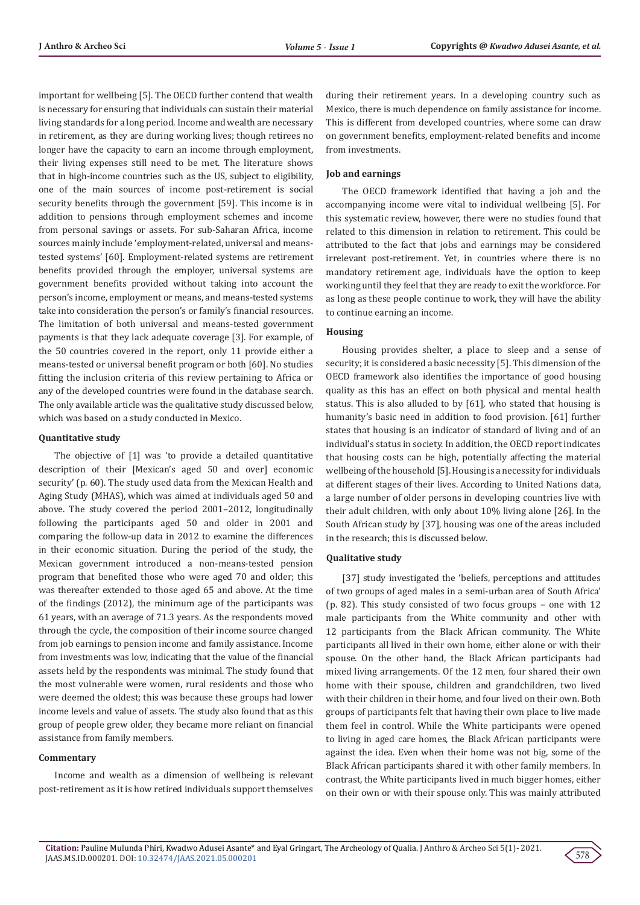important for wellbeing [5]. The OECD further contend that wealth is necessary for ensuring that individuals can sustain their material living standards for a long period. Income and wealth are necessary in retirement, as they are during working lives; though retirees no longer have the capacity to earn an income through employment, their living expenses still need to be met. The literature shows that in high-income countries such as the US, subject to eligibility, one of the main sources of income post-retirement is social security benefits through the government [59]. This income is in addition to pensions through employment schemes and income from personal savings or assets. For sub-Saharan Africa, income sources mainly include 'employment-related, universal and means-tested systems' [60]. Employment-related systems are retirement benefits provided through the employer, universal systems are government benefits provided without taking into account the person's income, employment or means, and means-tested systems take into consideration the person's or family's financial resources. The limitation of both universal and means-tested government payments is that they lack adequate coverage [3]. For example, of the 50 countries covered in the report, only 11 provide either a means-tested or universal benefit program or both [60]. No studies fitting the inclusion criteria of this review pertaining to Africa or any of the developed countries were found in the database search. The only available article was the qualitative study discussed below, which was based on a study conducted in Mexico.

#### Quantitative study

The objective of [1] was 'to provide a detailed quantitative description of their [Mexican's aged 50 and over] economic security' (p. 60). The study used data from the Mexican Health and Aging Study (MHAS), which was aimed at individuals aged 50 and above. The study covered the period 2001–2012, longitudinally following the participants aged 50 and older in 2001 and comparing the follow-up data in 2012 to examine the differences in their economic situation. During the period of the study, the Mexican government introduced a non-means-tested pension program that benefited those who were aged 70 and older; this was thereafter extended to those aged 65 and above. At the time of the findings (2012), the minimum age of the participants was 61 years, with an average of 71.3 years. As the respondents moved through the cycle, the composition of their income source changed from job earnings to pension income and family assistance. Income from investments was low, indicating that the value of the financial assets held by the respondents was minimal. The study found that the most vulnerable were women, rural residents and those who were deemed the oldest; this was because these groups had lower income levels and value of assets. The study also found that as this group of people grew older, they became more reliant on financial assistance from family members.

#### Commentary

Income and wealth as a dimension of wellbeing is relevant post-retirement as it is how retired individuals support themselves during their retirement years. In a developing country such as Mexico, there is much dependence on family assistance for income. This is different from developed countries, where some can draw on government benefits, employment-related benefits and income from investments.

#### Job and earnings

The OECD framework identified that having a job and the accompanying income were vital to individual wellbeing [5]. For this systematic review, however, there were no studies found that related to this dimension in relation to retirement. This could be attributed to the fact that jobs and earnings may be considered irrelevant post-retirement. Yet, in countries where there is no mandatory retirement age, individuals have the option to keep working until they feel that they are ready to exit the workforce. For as long as these people continue to work, they will have the ability to continue earning an income.

#### Housing

Housing provides shelter, a place to sleep and a sense of security; it is considered a basic necessity [5]. This dimension of the OECD framework also identifies the importance of good housing quality as this has an effect on both physical and mental health status. This is also alluded to by [61], who stated that housing is humanity's basic need in addition to food provision. [61] further states that housing is an indicator of standard of living and of an individual's status in society. In addition, the OECD report indicates that housing costs can be high, potentially affecting the material wellbeing of the household [5]. Housing is a necessity for individuals at different stages of their lives. According to United Nations data, a large number of older persons in developing countries live with their adult children, with only about 10% living alone [26]. In the South African study by [37], housing was one of the areas included in the research; this is discussed below.

#### Qualitative study

[37] study investigated the 'beliefs, perceptions and attitudes of two groups of aged males in a semi-urban area of South Africa' (p. 82). This study consisted of two focus groups – one with 12 male participants from the White community and other with 12 participants from the Black African community. The White participants all lived in their own home, either alone or with their spouse. On the other hand, the Black African participants had mixed living arrangements. Of the 12 men, four shared their own home with their spouse, children and grandchildren, two lived with their children in their home, and four lived on their own. Both groups of participants felt that having their own place to live made them feel in control. While the White participants were opened to living in aged care homes, the Black African participants were against the idea. Even when their home was not big, some of the Black African participants shared it with other family members. In contrast, the White participants lived in much bigger homes, either on their own or with their spouse only. This was mainly attributed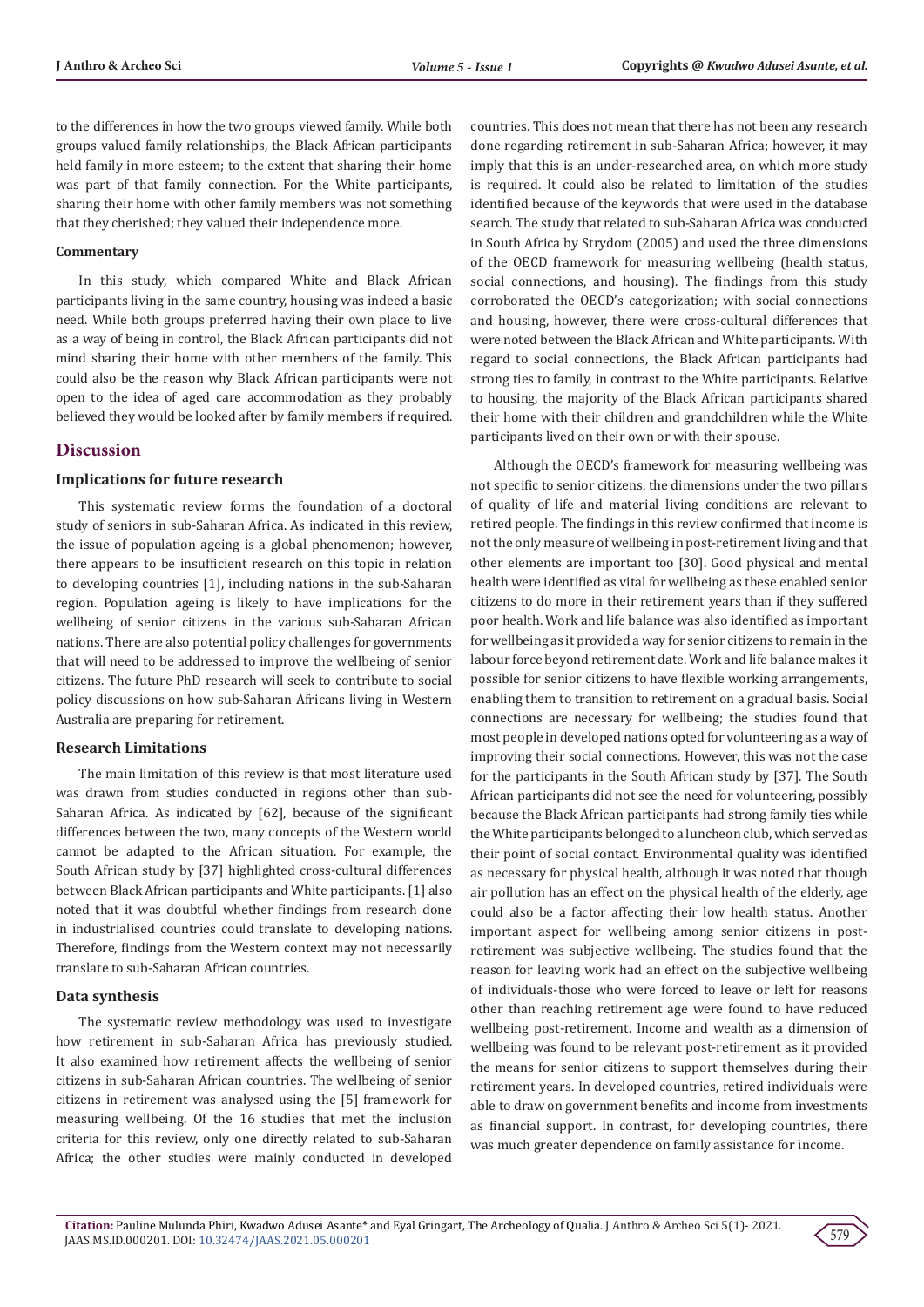to the differences in how the two groups viewed family. While both groups valued family relationships, the Black African participants held family in more esteem; to the extent that sharing their home was part of that family connection. For the White participants, sharing their home with other family members was not something that they cherished; they valued their independence more.

#### Commentary

In this study, which compared White and Black African participants living in the same country, housing was indeed a basic need. While both groups preferred having their own place to live as a way of being in control, the Black African participants did not mind sharing their home with other members of the family. This could also be the reason why Black African participants were not open to the idea of aged care accommodation as they probably believed they would be looked after by family members if required.

## Discussion

### Implications for future research

This systematic review forms the foundation of a doctoral study of seniors in sub-Saharan Africa. As indicated in this review, the issue of population ageing is a global phenomenon; however, there appears to be insufficient research on this topic in relation to developing countries [1], including nations in the sub-Saharan region. Population ageing is likely to have implications for the wellbeing of senior citizens in the various sub-Saharan African nations. There are also potential policy challenges for governments that will need to be addressed to improve the wellbeing of senior citizens. The future PhD research will seek to contribute to social policy discussions on how sub-Saharan Africans living in Western Australia are preparing for retirement.

### Research Limitations

The main limitation of this review is that most literature used was drawn from studies conducted in regions other than sub-Saharan Africa. As indicated by [62], because of the significant differences between the two, many concepts of the Western world cannot be adapted to the African situation. For example, the South African study by [37] highlighted cross-cultural differences between Black African participants and White participants. [1] also noted that it was doubtful whether findings from research done in industrialised countries could translate to developing nations. Therefore, findings from the Western context may not necessarily translate to sub-Saharan African countries.

### Data synthesis

The systematic review methodology was used to investigate how retirement in sub-Saharan Africa has previously studied. It also examined how retirement affects the wellbeing of senior citizens in sub-Saharan African countries. The wellbeing of senior citizens in retirement was analysed using the [5] framework for measuring wellbeing. Of the 16 studies that met the inclusion criteria for this review, only one directly related to sub-Saharan Africa; the other studies were mainly conducted in developed countries. This does not mean that there has not been any research done regarding retirement in sub-Saharan Africa; however, it may imply that this is an under-researched area, on which more study is required. It could also be related to limitation of the studies identified because of the keywords that were used in the database search. The study that related to sub-Saharan Africa was conducted in South Africa by Strydom (2005) and used the three dimensions of the OECD framework for measuring wellbeing (health status, social connections, and housing). The findings from this study corroborated the OECD's categorization; with social connections and housing, however, there were cross-cultural differences that were noted between the Black African and White participants. With regard to social connections, the Black African participants had strong ties to family, in contrast to the White participants. Relative to housing, the majority of the Black African participants shared their home with their children and grandchildren while the White participants lived on their own or with their spouse.

Although the OECD's framework for measuring wellbeing was not specific to senior citizens, the dimensions under the two pillars of quality of life and material living conditions are relevant to retired people. The findings in this review confirmed that income is not the only measure of wellbeing in post-retirement living and that other elements are important too [30]. Good physical and mental health were identified as vital for wellbeing as these enabled senior citizens to do more in their retirement years than if they suffered poor health. Work and life balance was also identified as important for wellbeing as it provided a way for senior citizens to remain in the labour force beyond retirement date. Work and life balance makes it possible for senior citizens to have flexible working arrangements, enabling them to transition to retirement on a gradual basis. Social connections are necessary for wellbeing; the studies found that most people in developed nations opted for volunteering as a way of improving their social connections. However, this was not the case for the participants in the South African study by [37]. The South African participants did not see the need for volunteering, possibly because the Black African participants had strong family ties while the White participants belonged to a luncheon club, which served as their point of social contact. Environmental quality was identified as necessary for physical health, although it was noted that though air pollution has an effect on the physical health of the elderly, age could also be a factor affecting their low health status. Another important aspect for wellbeing among senior citizens in post-retirement was subjective wellbeing. The studies found that the reason for leaving work had an effect on the subjective wellbeing of individuals-those who were forced to leave or left for reasons other than reaching retirement age were found to have reduced wellbeing post-retirement. Income and wealth as a dimension of wellbeing was found to be relevant post-retirement as it provided the means for senior citizens to support themselves during their retirement years. In developed countries, retired individuals were able to draw on government benefits and income from investments as financial support. In contrast, for developing countries, there was much greater dependence on family assistance for income.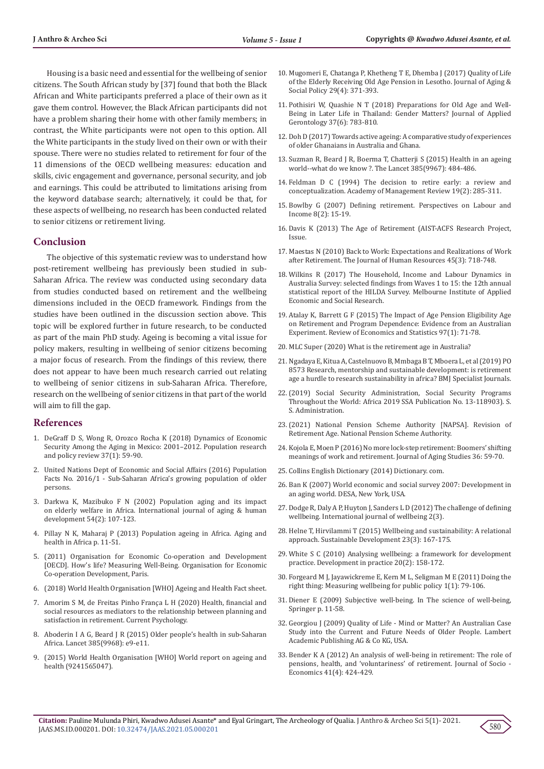Housing is a basic need and essential for the wellbeing of senior citizens. The South African study by [37] found that both the Black African and White participants preferred a place of their own as it gave them control. However, the Black African participants did not have a problem sharing their home with other family members; in contrast, the White participants were not open to this option. All the White participants in the study lived on their own or with their spouse. There were no studies related to retirement for four of the 11 dimensions of the OECD wellbeing measures: education and skills, civic engagement and governance, personal security, and job and earnings. This could be attributed to limitations arising from the keyword database search; alternatively, it could be that, for these aspects of wellbeing, no research has been conducted related to senior citizens or retirement living.

## Conclusion

The objective of this systematic review was to understand how post-retirement wellbeing has previously been studied in sub-Saharan Africa. The review was conducted using secondary data from studies conducted based on retirement and the wellbeing dimensions included in the OECD framework. Findings from the studies have been outlined in the discussion section above. This topic will be explored further in future research, to be conducted as part of the main PhD study. Ageing is becoming a vital issue for policy makers, resulting in wellbeing of senior citizens becoming a major focus of research. From the findings of this review, there does not appear to have been much research carried out relating to wellbeing of senior citizens in sub-Saharan Africa. Therefore, research on the wellbeing of senior citizens in that part of the world will aim to fill the gap.

## References

1. DeGraff D S, Wong R, Orozco Rocha K (2018) Dynamics of Economic Security Among the Aging in Mexico: 2001–2012. Population research and policy review 37(1): 59-90.
2. United Nations Dept of Economic and Social Affairs (2016) Population Facts No. 2016/1 - Sub-Saharan Africa's growing population of older persons.
3. Darkwa K, Mazibuko F N (2002) Population aging and its impact on elderly welfare in Africa. International journal of aging & human development 54(2): 107-123.
4. Pillay N K, Maharaj P (2013) Population ageing in Africa. Aging and health in Africa p. 11-51.
5. (2011) Organisation for Economic Co-operation and Development [OECD]. How's life? Measuring Well-Being. Organisation for Economic Co-operation Development, Paris.
6. (2018) World Health Organisation [WHO] Ageing and Health Fact sheet.
7. Amorim S M, de Freitas Pinho França L H (2020) Health, financial and social resources as mediators to the relationship between planning and satisfaction in retirement. Current Psychology.
8. Aboderin I A G, Beard J R (2015) Older people's health in sub-Saharan Africa. Lancet 385(9968): e9-e11.
9. (2015) World Health Organisation [WHO] World report on ageing and health (9241565047).
10. Mugomeri E, Chatanga P, Khetheng T E, Dhemba J (2017) Quality of Life of the Elderly Receiving Old Age Pension in Lesotho. Journal of Aging & Social Policy 29(4): 371-393.
11. Pothisiri W, Quashie N T (2018) Preparations for Old Age and Well-Being in Later Life in Thailand: Gender Matters? Journal of Applied Gerontology 37(6): 783-810.
12. Doh D (2017) Towards active ageing: A comparative study of experiences of older Ghanaians in Australia and Ghana.
13. Suzman R, Beard J R, Boerma T, Chatterji S (2015) Health in an ageing world--what do we know ?. The Lancet 385(9967): 484-486.
14. Feldman D C (1994) The decision to retire early: a review and conceptualization. Academy of Management Review 19(2): 285-311.
15. Bowlby G (2007) Defining retirement. Perspectives on Labour and Income 8(2): 15-19.
16. Davis K (2013) The Age of Retirement (AIST-ACFS Research Project, Issue.
17. Maestas N (2010) Back to Work: Expectations and Realizations of Work after Retirement. The Journal of Human Resources 45(3): 718-748.
18. Wilkins R (2017) The Household, Income and Labour Dynamics in Australia Survey: selected findings from Waves 1 to 15: the 12th annual statistical report of the HILDA Survey. Melbourne Institute of Applied Economic and Social Research.
19. Atalay K, Barrett G F (2015) The Impact of Age Pension Eligibility Age on Retirement and Program Dependence: Evidence from an Australian Experiment. Review of Economics and Statistics 97(1): 71-78.
20. MLC Super (2020) What is the retirement age in Australia?
21. Ngadaya E, Kitua A, Castelnuovo B, Mmbaga B T, Mboera L, et al (2019) PO 8573 Research, mentorship and sustainable development: is retirement age a hurdle to research sustainability in africa? BMJ Specialist Journals.
22. (2019) Social Security Administration, Social Security Programs Throughout the World: Africa 2019 SSA Publication No. 13-118903). S. S. Administration.
23. (2021) National Pension Scheme Authority [NAPSA]. Revision of Retirement Age. National Pension Scheme Authority.
24. Kojola E, Moen P (2016) No more lock-step retirement: Boomers' shifting meanings of work and retirement. Journal of Aging Studies 36: 59-70.
25. Collins English Dictionary (2014) Dictionary. com.
26. Ban K (2007) World economic and social survey 2007: Development in an aging world. DESA, New York, USA.
27. Dodge R, Daly A P, Huyton J, Sanders L D (2012) The challenge of defining wellbeing. International journal of wellbeing 2(3).
28. Helne T, Hirvilammi T (2015) Wellbeing and sustainability: A relational approach. Sustainable Development 23(3): 167-175.
29. White S C (2010) Analysing wellbeing: a framework for development practice. Development in practice 20(2): 158-172.
30. Forgeard M J, Jayawickreme E, Kern M L, Seligman M E (2011) Doing the right thing: Measuring wellbeing for public policy 1(1): 79-106.
31. Diener E (2009) Subjective well-being. In The science of well-being, Springer p. 11-58.
32. Georgiou J (2009) Quality of Life - Mind or Matter? An Australian Case Study into the Current and Future Needs of Older People. Lambert Academic Publishing AG & Co KG, USA.
33. Bender K A (2012) An analysis of well-being in retirement: The role of pensions, health, and 'voluntariness' of retirement. Journal of Socio - Economics 41(4): 424-429.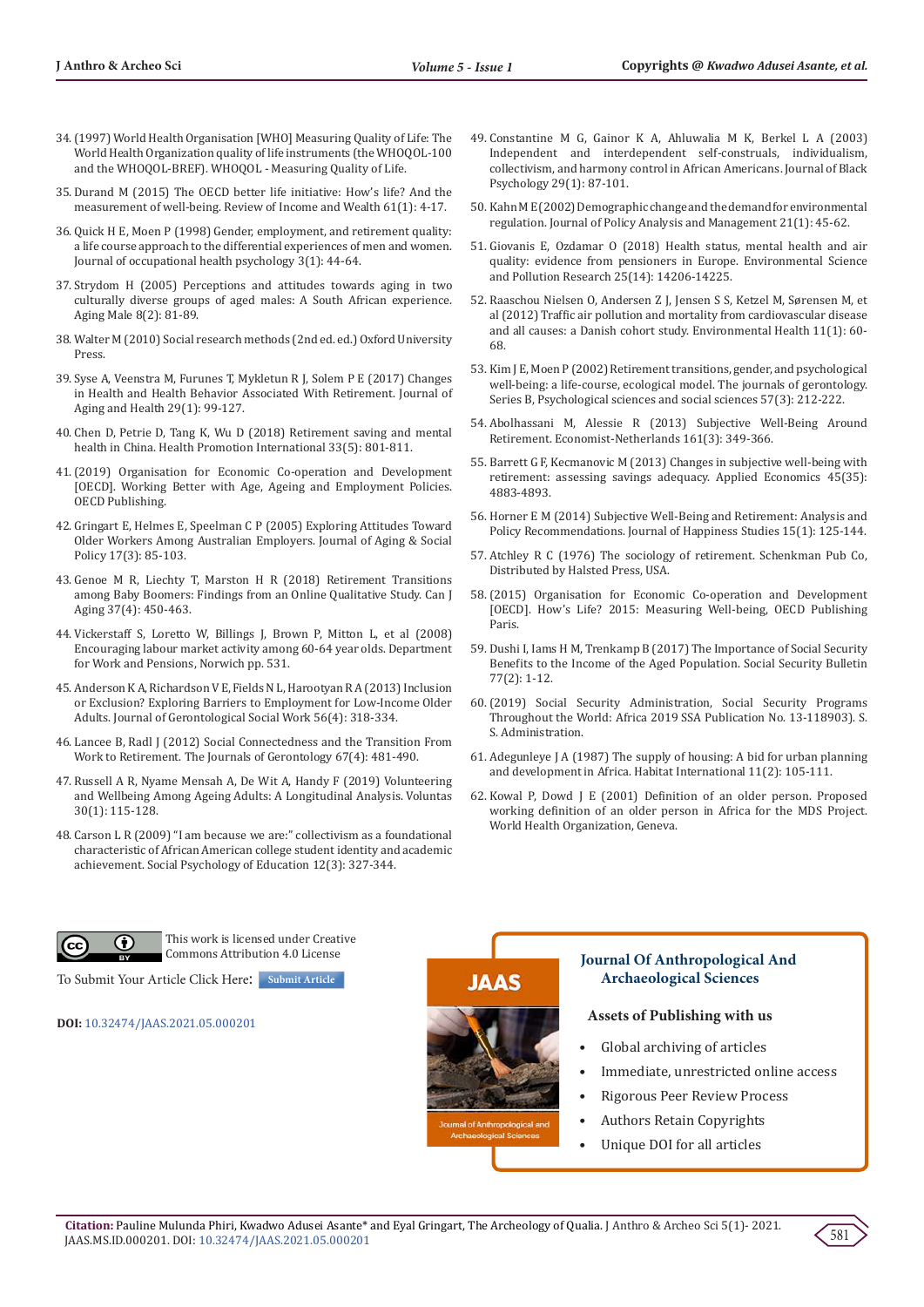34. (1997) World Health Organisation [WHO] Measuring Quality of Life: The World Health Organization quality of life instruments (the WHOQOL-100 and the WHOQOL-BREF). WHOQOL - Measuring Quality of Life.
35. Durand M (2015) The OECD better life initiative: How's life? And the measurement of well-being. Review of Income and Wealth 61(1): 4-17.
36. Quick H E, Moen P (1998) Gender, employment, and retirement quality: a life course approach to the differential experiences of men and women. Journal of occupational health psychology 3(1): 44-64.
37. Strydom H (2005) Perceptions and attitudes towards aging in two culturally diverse groups of aged males: A South African experience. Aging Male 8(2): 81-89.
38. Walter M (2010) Social research methods (2nd ed. ed.) Oxford University Press.
39. Syse A, Veenstra M, Furunes T, Mykletun R J, Solem P E (2017) Changes in Health and Health Behavior Associated With Retirement. Journal of Aging and Health 29(1): 99-127.
40. Chen D, Petrie D, Tang K, Wu D (2018) Retirement saving and mental health in China. Health Promotion International 33(5): 801-811.
41. (2019) Organisation for Economic Co-operation and Development [OECD]. Working Better with Age, Ageing and Employment Policies. OECD Publishing.
42. Gringart E, Helmes E, Speelman C P (2005) Exploring Attitudes Toward Older Workers Among Australian Employers. Journal of Aging & Social Policy 17(3): 85-103.
43. Genoe M R, Liechty T, Marston H R (2018) Retirement Transitions among Baby Boomers: Findings from an Online Qualitative Study. Can J Aging 37(4): 450-463.
44. Vickerstaff S, Loretto W, Billings J, Brown P, Mitton L, et al (2008) Encouraging labour market activity among 60-64 year olds. Department for Work and Pensions, Norwich pp. 531.
45. Anderson K A, Richardson V E, Fields N L, Harootyan R A (2013) Inclusion or Exclusion? Exploring Barriers to Employment for Low-Income Older Adults. Journal of Gerontological Social Work 56(4): 318-334.
46. Lancee B, Radl J (2012) Social Connectedness and the Transition From Work to Retirement. The Journals of Gerontology 67(4): 481-490.
47. Russell A R, Nyame Mensah A, De Wit A, Handy F (2019) Volunteering and Wellbeing Among Ageing Adults: A Longitudinal Analysis. Voluntas 30(1): 115-128.
48. Carson L R (2009) "I am because we are:" collectivism as a foundational characteristic of African American college student identity and academic achievement. Social Psychology of Education 12(3): 327-344.
49. Constantine M G, Gainor K A, Ahluwalia M K, Berkel L A (2003) Independent and interdependent self-construals, individualism, collectivism, and harmony control in African Americans. Journal of Black Psychology 29(1): 87-101.
50. Kahn M E (2002) Demographic change and the demand for environmental regulation. Journal of Policy Analysis and Management 21(1): 45-62.
51. Giovanis E, Ozdamar O (2018) Health status, mental health and air quality: evidence from pensioners in Europe. Environmental Science and Pollution Research 25(14): 14206-14225.
52. Raaschou Nielsen O, Andersen Z J, Jensen S S, Ketzel M, Sørensen M, et al (2012) Traffic air pollution and mortality from cardiovascular disease and all causes: a Danish cohort study. Environmental Health 11(1): 60-68.
53. Kim J E, Moen P (2002) Retirement transitions, gender, and psychological well-being: a life-course, ecological model. The journals of gerontology. Series B, Psychological sciences and social sciences 57(3): 212-222.
54. Abolhassani M, Alessie R (2013) Subjective Well-Being Around Retirement. Economist-Netherlands 161(3): 349-366.
55. Barrett G F, Kecmanovic M (2013) Changes in subjective well-being with retirement: assessing savings adequacy. Applied Economics 45(35): 4883-4893.
56. Horner E M (2014) Subjective Well-Being and Retirement: Analysis and Policy Recommendations. Journal of Happiness Studies 15(1): 125-144.
57. Atchley R C (1976) The sociology of retirement. Schenkman Pub Co, Distributed by Halsted Press, USA.
58. (2015) Organisation for Economic Co-operation and Development [OECD]. How's Life? 2015: Measuring Well-being, OECD Publishing Paris.
59. Dushi I, Iams H M, Trenkamp B (2017) The Importance of Social Security Benefits to the Income of the Aged Population. Social Security Bulletin 77(2): 1-12.
60. (2019) Social Security Administration, Social Security Programs Throughout the World: Africa 2019 SSA Publication No. 13-118903). S. S. Administration.
61. Adegunleye J A (1987) The supply of housing: A bid for urban planning and development in Africa. Habitat International 11(2): 105-111.
62. Kowal P, Dowd J E (2001) Definition of an older person. Proposed working definition of an older person in Africa for the MDS Project. World Health Organization, Geneva.

This work is licensed under Creative Commons Attribution 4.0 License

To Submit Your Article Click Here: Submit Article

**DOI:** 10.32474/JAAS.2021.05.000201

**Journal Of Anthropological And Archaeological Sciences**

**Assets of Publishing with us**

- Global archiving of articles
- Immediate, unrestricted online access
- Rigorous Peer Review Process
- Authors Retain Copyrights
- Unique DOI for all articles